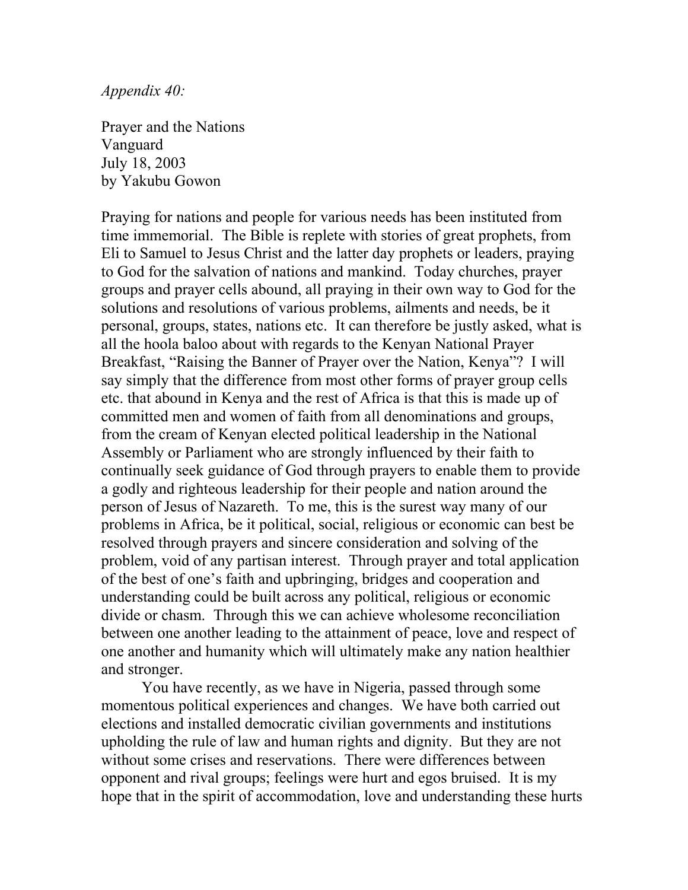*Appendix 40:*

Prayer and the Nations
Vanguard
July 18, 2003
by Yakubu Gowon

Praying for nations and people for various needs has been instituted from time immemorial. The Bible is replete with stories of great prophets, from Eli to Samuel to Jesus Christ and the latter day prophets or leaders, praying to God for the salvation of nations and mankind. Today churches, prayer groups and prayer cells abound, all praying in their own way to God for the solutions and resolutions of various problems, ailments and needs, be it personal, groups, states, nations etc. It can therefore be justly asked, what is all the hoola baloo about with regards to the Kenyan National Prayer Breakfast, "Raising the Banner of Prayer over the Nation, Kenya"? I will say simply that the difference from most other forms of prayer group cells etc. that abound in Kenya and the rest of Africa is that this is made up of committed men and women of faith from all denominations and groups, from the cream of Kenyan elected political leadership in the National Assembly or Parliament who are strongly influenced by their faith to continually seek guidance of God through prayers to enable them to provide a godly and righteous leadership for their people and nation around the person of Jesus of Nazareth. To me, this is the surest way many of our problems in Africa, be it political, social, religious or economic can best be resolved through prayers and sincere consideration and solving of the problem, void of any partisan interest. Through prayer and total application of the best of one's faith and upbringing, bridges and cooperation and understanding could be built across any political, religious or economic divide or chasm. Through this we can achieve wholesome reconciliation between one another leading to the attainment of peace, love and respect of one another and humanity which will ultimately make any nation healthier and stronger.

You have recently, as we have in Nigeria, passed through some momentous political experiences and changes. We have both carried out elections and installed democratic civilian governments and institutions upholding the rule of law and human rights and dignity. But they are not without some crises and reservations. There were differences between opponent and rival groups; feelings were hurt and egos bruised. It is my hope that in the spirit of accommodation, love and understanding these hurts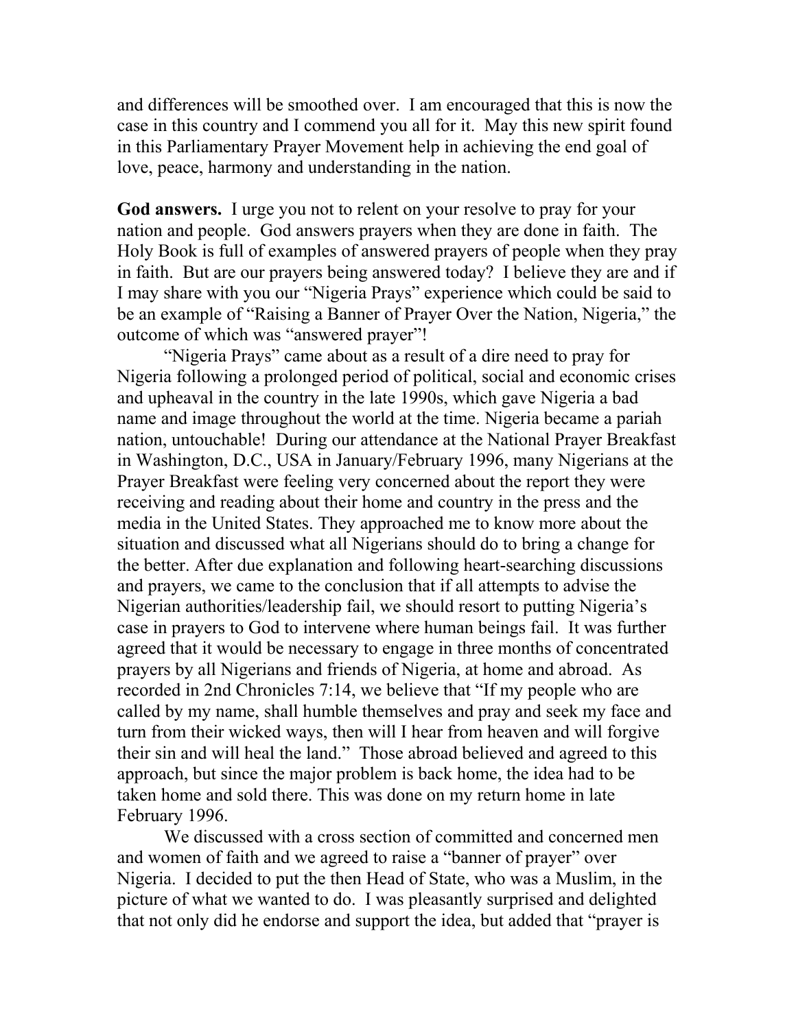and differences will be smoothed over. I am encouraged that this is now the case in this country and I commend you all for it. May this new spirit found in this Parliamentary Prayer Movement help in achieving the end goal of love, peace, harmony and understanding in the nation.

**God answers.** I urge you not to relent on your resolve to pray for your nation and people. God answers prayers when they are done in faith. The Holy Book is full of examples of answered prayers of people when they pray in faith. But are our prayers being answered today? I believe they are and if I may share with you our "Nigeria Prays" experience which could be said to be an example of "Raising a Banner of Prayer Over the Nation, Nigeria," the outcome of which was "answered prayer"!

"Nigeria Prays" came about as a result of a dire need to pray for Nigeria following a prolonged period of political, social and economic crises and upheaval in the country in the late 1990s, which gave Nigeria a bad name and image throughout the world at the time. Nigeria became a pariah nation, untouchable! During our attendance at the National Prayer Breakfast in Washington, D.C., USA in January/February 1996, many Nigerians at the Prayer Breakfast were feeling very concerned about the report they were receiving and reading about their home and country in the press and the media in the United States. They approached me to know more about the situation and discussed what all Nigerians should do to bring a change for the better. After due explanation and following heart-searching discussions and prayers, we came to the conclusion that if all attempts to advise the Nigerian authorities/leadership fail, we should resort to putting Nigeria's case in prayers to God to intervene where human beings fail. It was further agreed that it would be necessary to engage in three months of concentrated prayers by all Nigerians and friends of Nigeria, at home and abroad. As recorded in 2nd Chronicles 7:14, we believe that "If my people who are called by my name, shall humble themselves and pray and seek my face and turn from their wicked ways, then will I hear from heaven and will forgive their sin and will heal the land." Those abroad believed and agreed to this approach, but since the major problem is back home, the idea had to be taken home and sold there. This was done on my return home in late February 1996.

We discussed with a cross section of committed and concerned men and women of faith and we agreed to raise a "banner of prayer" over Nigeria. I decided to put the then Head of State, who was a Muslim, in the picture of what we wanted to do. I was pleasantly surprised and delighted that not only did he endorse and support the idea, but added that "prayer is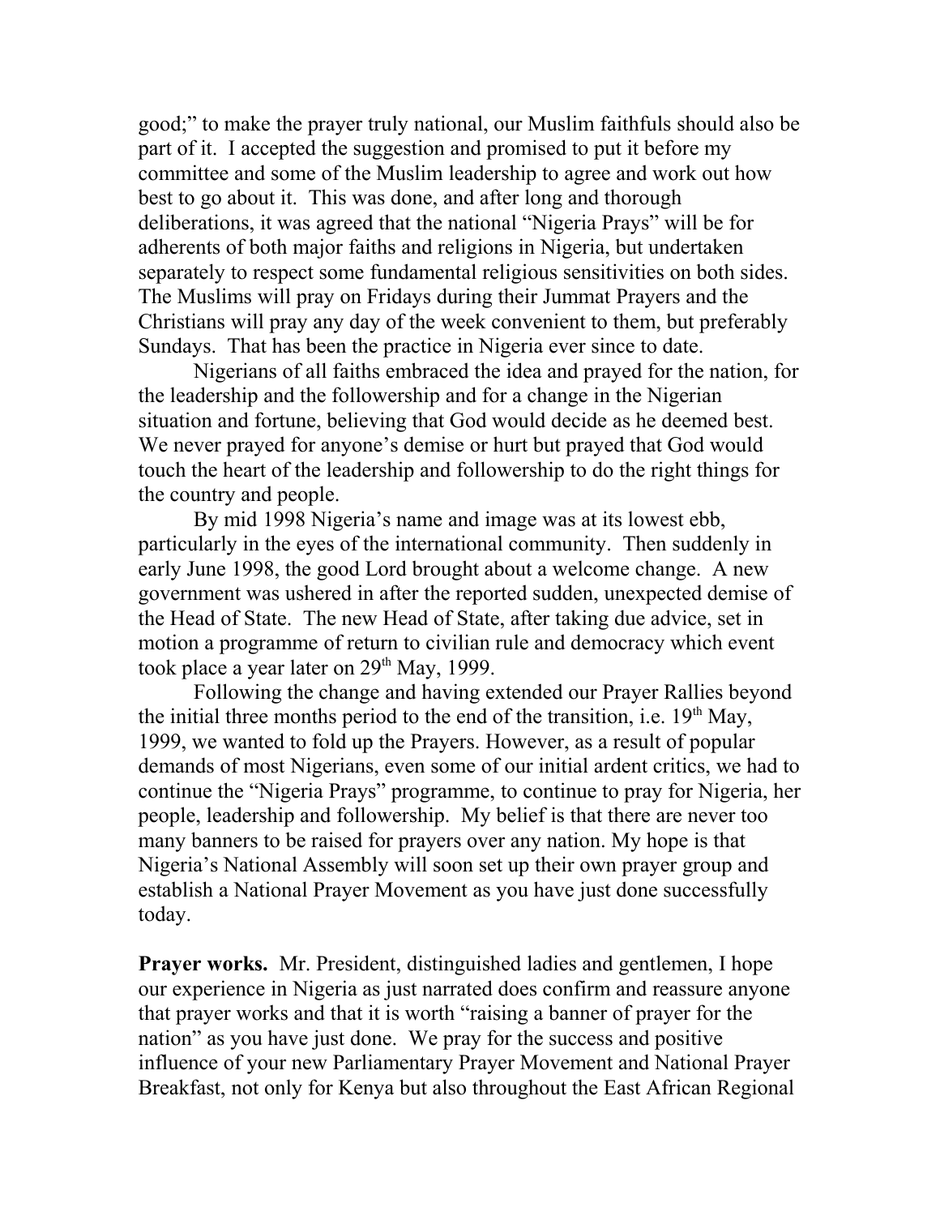good;" to make the prayer truly national, our Muslim faithfuls should also be part of it. I accepted the suggestion and promised to put it before my committee and some of the Muslim leadership to agree and work out how best to go about it. This was done, and after long and thorough deliberations, it was agreed that the national "Nigeria Prays" will be for adherents of both major faiths and religions in Nigeria, but undertaken separately to respect some fundamental religious sensitivities on both sides. The Muslims will pray on Fridays during their Jummat Prayers and the Christians will pray any day of the week convenient to them, but preferably Sundays. That has been the practice in Nigeria ever since to date.

Nigerians of all faiths embraced the idea and prayed for the nation, for the leadership and the followership and for a change in the Nigerian situation and fortune, believing that God would decide as he deemed best. We never prayed for anyone's demise or hurt but prayed that God would touch the heart of the leadership and followership to do the right things for the country and people.

By mid 1998 Nigeria's name and image was at its lowest ebb, particularly in the eyes of the international community. Then suddenly in early June 1998, the good Lord brought about a welcome change. A new government was ushered in after the reported sudden, unexpected demise of the Head of State. The new Head of State, after taking due advice, set in motion a programme of return to civilian rule and democracy which event took place a year later on 29th May, 1999.

Following the change and having extended our Prayer Rallies beyond the initial three months period to the end of the transition, i.e. 19th May, 1999, we wanted to fold up the Prayers. However, as a result of popular demands of most Nigerians, even some of our initial ardent critics, we had to continue the "Nigeria Prays" programme, to continue to pray for Nigeria, her people, leadership and followership. My belief is that there are never too many banners to be raised for prayers over any nation. My hope is that Nigeria's National Assembly will soon set up their own prayer group and establish a National Prayer Movement as you have just done successfully today.

**Prayer works.** Mr. President, distinguished ladies and gentlemen, I hope our experience in Nigeria as just narrated does confirm and reassure anyone that prayer works and that it is worth "raising a banner of prayer for the nation" as you have just done. We pray for the success and positive influence of your new Parliamentary Prayer Movement and National Prayer Breakfast, not only for Kenya but also throughout the East African Regional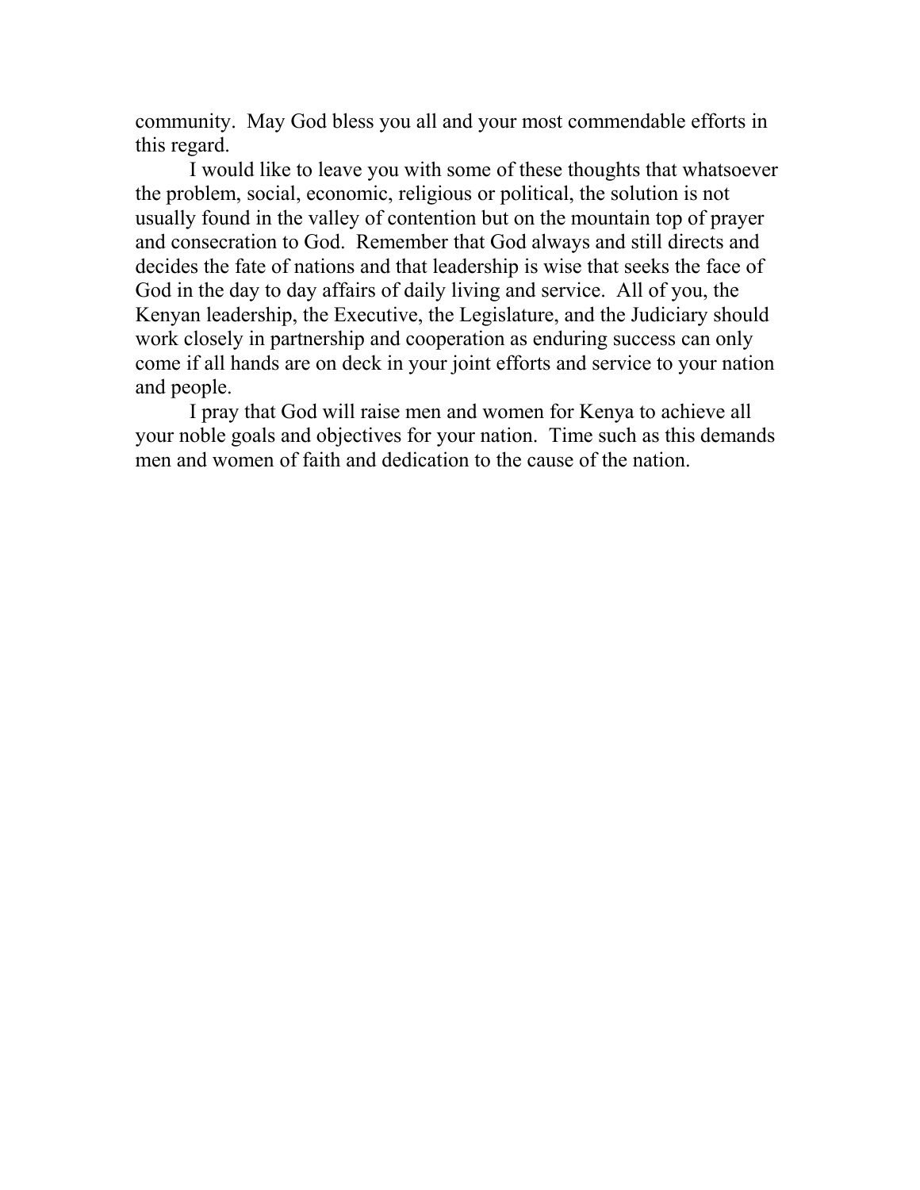community.  May God bless you all and your most commendable efforts in this regard.

I would like to leave you with some of these thoughts that whatsoever the problem, social, economic, religious or political, the solution is not usually found in the valley of contention but on the mountain top of prayer and consecration to God.  Remember that God always and still directs and decides the fate of nations and that leadership is wise that seeks the face of God in the day to day affairs of daily living and service.  All of you, the Kenyan leadership, the Executive, the Legislature, and the Judiciary should work closely in partnership and cooperation as enduring success can only come if all hands are on deck in your joint efforts and service to your nation and people.

I pray that God will raise men and women for Kenya to achieve all your noble goals and objectives for your nation.  Time such as this demands men and women of faith and dedication to the cause of the nation.